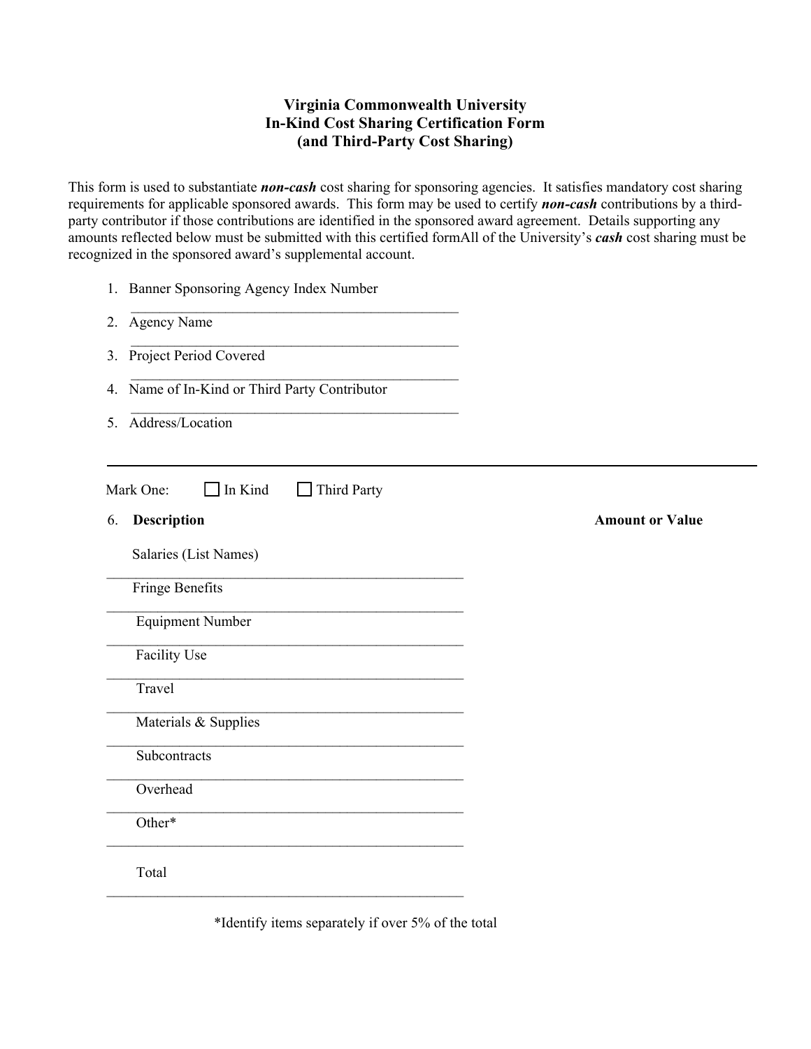# Virginia Commonwealth University
## In-Kind Cost Sharing Certification Form
## (and Third-Party Cost Sharing)

This form is used to substantiate ***non-cash*** cost sharing for sponsoring agencies. It satisfies mandatory cost sharing requirements for applicable sponsored awards. This form may be used to certify ***non-cash*** contributions by a third-party contributor if those contributions are identified in the sponsored award agreement. Details supporting any amounts reflected below must be submitted with this certified formAll of the University's ***cash*** cost sharing must be recognized in the sponsored award's supplemental account.

1. Banner Sponsoring Agency Index Number
   ______________________________________________
2. Agency Name
   ______________________________________________
3. Project Period Covered
   ______________________________________________
4. Name of In-Kind or Third Party Contributor
   ______________________________________________
5. Address/Location

---

Mark One: ☐ In Kind ☐ Third Party

| 6. **Description** | **Amount or Value** |
|---|---|
| Salaries (List Names) | |
| Fringe Benefits | |
| Equipment Number | |
| Facility Use | |
| Travel | |
| Materials & Supplies | |
| Subcontracts | |
| Overhead | |
| Other* | |
| Total | |

*Identify items separately if over 5% of the total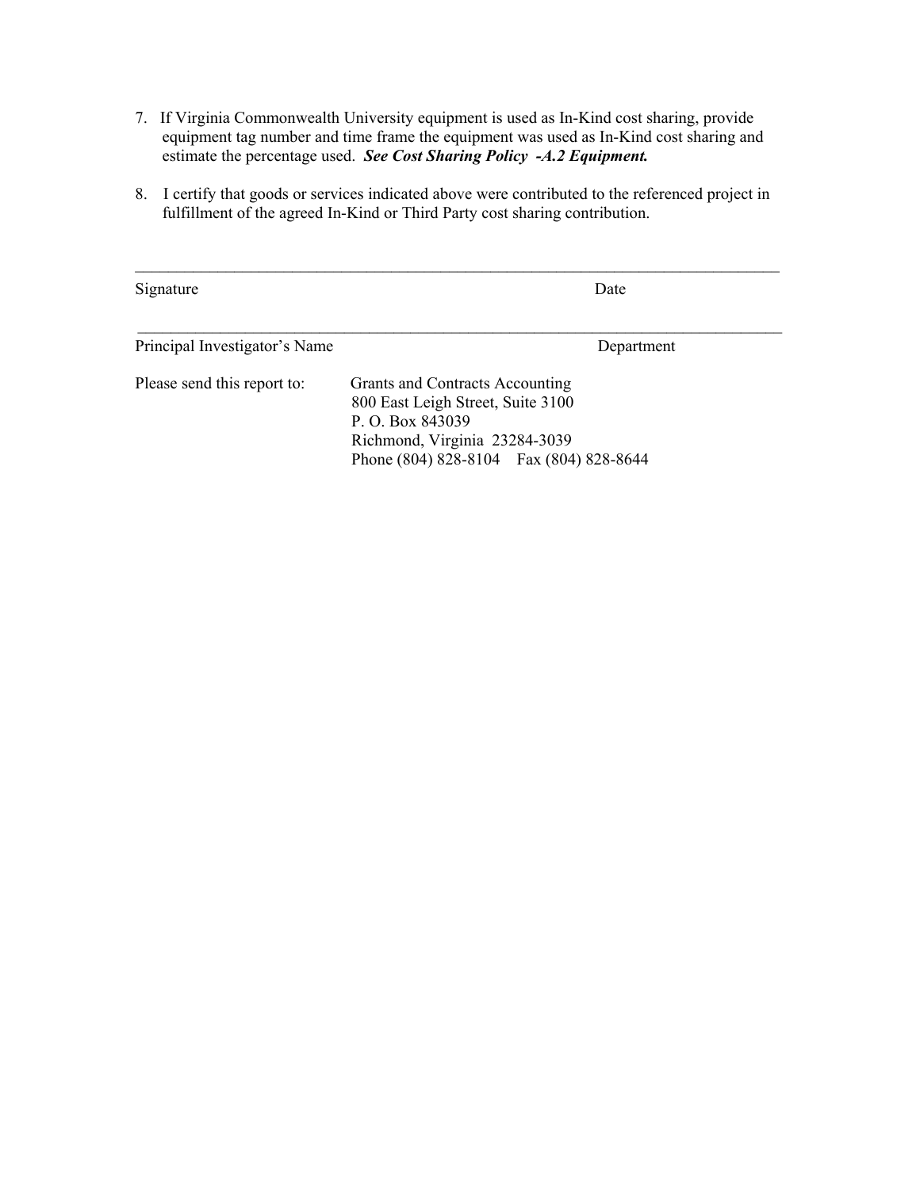7. If Virginia Commonwealth University equipment is used as In-Kind cost sharing, provide equipment tag number and time frame the equipment was used as In-Kind cost sharing and estimate the percentage used. ***See Cost Sharing Policy -A.2 Equipment.***

8. I certify that goods or services indicated above were contributed to the referenced project in fulfillment of the agreed In-Kind or Third Party cost sharing contribution.

______________________________________________________________________________

Signature                                                                                                    Date

______________________________________________________________________________

Principal Investigator's Name                                                                    Department

Please send this report to:

Grants and Contracts Accounting
800 East Leigh Street, Suite 3100
P. O. Box 843039
Richmond, Virginia 23284-3039
Phone (804) 828-8104    Fax (804) 828-8644